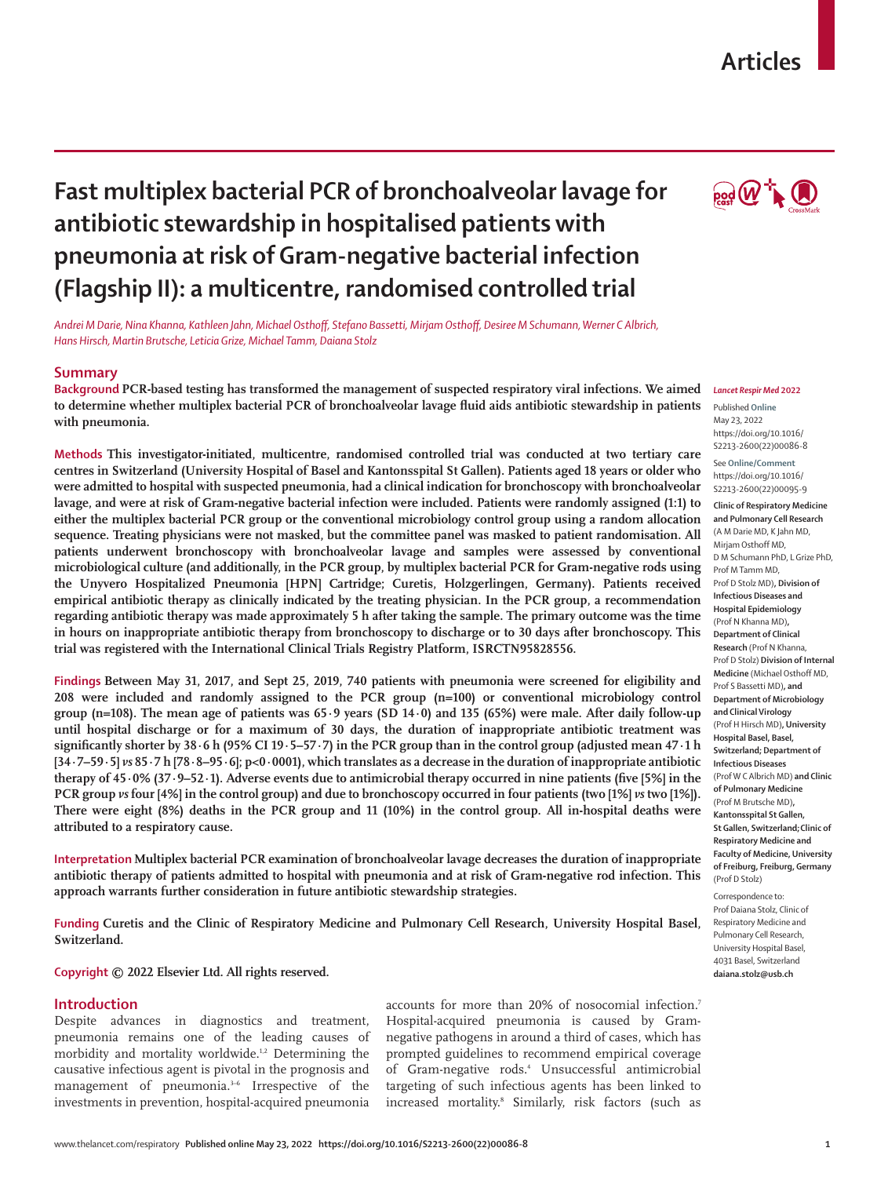# Fast multiplex bacterial PCR of bronchoalveolar lavage for antibiotic stewardship in hospitalised patients with pneumonia at risk of Gram-negative bacterial infection (Flagship II): a multicentre, randomised controlled trial

*Andrei M Darie, Nina Khanna, Kathleen Jahn, Michael Osthoff, Stefano Bassetti, Mirjam Osthoff, Desiree M Schumann, Werner C Albrich, Hans Hirsch, Martin Brutsche, Leticia Grize, Michael Tamm, Daiana Stolz*

## Summary

**Background** PCR-based testing has transformed the management of suspected respiratory viral infections. We aimed to determine whether multiplex bacterial PCR of bronchoalveolar lavage fluid aids antibiotic stewardship in patients with pneumonia.

**Methods** This investigator-initiated, multicentre, randomised controlled trial was conducted at two tertiary care centres in Switzerland (University Hospital of Basel and Kantonsspital St Gallen). Patients aged 18 years or older who were admitted to hospital with suspected pneumonia, had a clinical indication for bronchoscopy with bronchoalveolar lavage, and were at risk of Gram-negative bacterial infection were included. Patients were randomly assigned (1:1) to either the multiplex bacterial PCR group or the conventional microbiology control group using a random allocation sequence. Treating physicians were not masked, but the committee panel was masked to patient randomisation. All patients underwent bronchoscopy with bronchoalveolar lavage and samples were assessed by conventional microbiological culture (and additionally, in the PCR group, by multiplex bacterial PCR for Gram-negative rods using the Unyvero Hospitalized Pneumonia [HPN] Cartridge; Curetis, Holzgerlingen, Germany). Patients received empirical antibiotic therapy as clinically indicated by the treating physician. In the PCR group, a recommendation regarding antibiotic therapy was made approximately 5 h after taking the sample. The primary outcome was the time in hours on inappropriate antibiotic therapy from bronchoscopy to discharge or to 30 days after bronchoscopy. This trial was registered with the International Clinical Trials Registry Platform, ISRCTN95828556.

**Findings** Between May 31, 2017, and Sept 25, 2019, 740 patients with pneumonia were screened for eligibility and 208 were included and randomly assigned to the PCR group (n=100) or conventional microbiology control group (n=108). The mean age of patients was 65·9 years (SD 14·0) and 135 (65%) were male. After daily follow-up until hospital discharge or for a maximum of 30 days, the duration of inappropriate antibiotic treatment was significantly shorter by 38·6 h (95% CI 19·5–57·7) in the PCR group than in the control group (adjusted mean 47·1 h [34·7–59·5] *vs* 85·7 h [78·8–95·6]; p<0·0001), which translates as a decrease in the duration of inappropriate antibiotic therapy of 45·0% (37·9–52·1). Adverse events due to antimicrobial therapy occurred in nine patients (five [5%] in the PCR group *vs* four [4%] in the control group) and due to bronchoscopy occurred in four patients (two [1%] *vs* two [1%]). There were eight (8%) deaths in the PCR group and 11 (10%) in the control group. All in-hospital deaths were attributed to a respiratory cause.

**Interpretation** Multiplex bacterial PCR examination of bronchoalveolar lavage decreases the duration of inappropriate antibiotic therapy of patients admitted to hospital with pneumonia and at risk of Gram-negative rod infection. This approach warrants further consideration in future antibiotic stewardship strategies.

**Funding** Curetis and the Clinic of Respiratory Medicine and Pulmonary Cell Research, University Hospital Basel, Switzerland.

**Copyright** © 2022 Elsevier Ltd. All rights reserved.

*Lancet Respir Med* 2022

Published Online May 23, 2022 https://doi.org/10.1016/S2213-2600(22)00086-8

See Online/Comment https://doi.org/10.1016/S2213-2600(22)00095-9

**Clinic of Respiratory Medicine and Pulmonary Cell Research** (A M Darie MD, K Jahn MD, Mirjam Osthoff MD, D M Schumann PhD, L Grize PhD, Prof M Tamm MD, Prof D Stolz MD), **Division of Infectious Diseases and Hospital Epidemiology** (Prof N Khanna MD), **Department of Clinical Research** (Prof N Khanna, Prof D Stolz) **Division of Internal Medicine** (Michael Osthoff MD, Prof S Bassetti MD), **and Department of Microbiology and Clinical Virology** (Prof H Hirsch MD), **University Hospital Basel, Basel, Switzerland; Department of Infectious Diseases** (Prof W C Albrich MD) **and Clinic of Pulmonary Medicine** (Prof M Brutsche MD), **Kantonsspital St Gallen, St Gallen, Switzerland; Clinic of Respiratory Medicine and Faculty of Medicine, University of Freiburg, Freiburg, Germany** (Prof D Stolz)

Correspondence to: Prof Daiana Stolz, Clinic of Respiratory Medicine and Pulmonary Cell Research, University Hospital Basel, 4031 Basel, Switzerland **daiana.stolz@usb.ch**

## Introduction

Despite advances in diagnostics and treatment, pneumonia remains one of the leading causes of morbidity and mortality worldwide.[1,2] Determining the causative infectious agent is pivotal in the prognosis and management of pneumonia.[3–6] Irrespective of the investments in prevention, hospital-acquired pneumonia accounts for more than 20% of nosocomial infection.[7] Hospital-acquired pneumonia is caused by Gram-negative pathogens in around a third of cases, which has prompted guidelines to recommend empirical coverage of Gram-negative rods.[4] Unsuccessful antimicrobial targeting of such infectious agents has been linked to increased mortality.[8] Similarly, risk factors (such as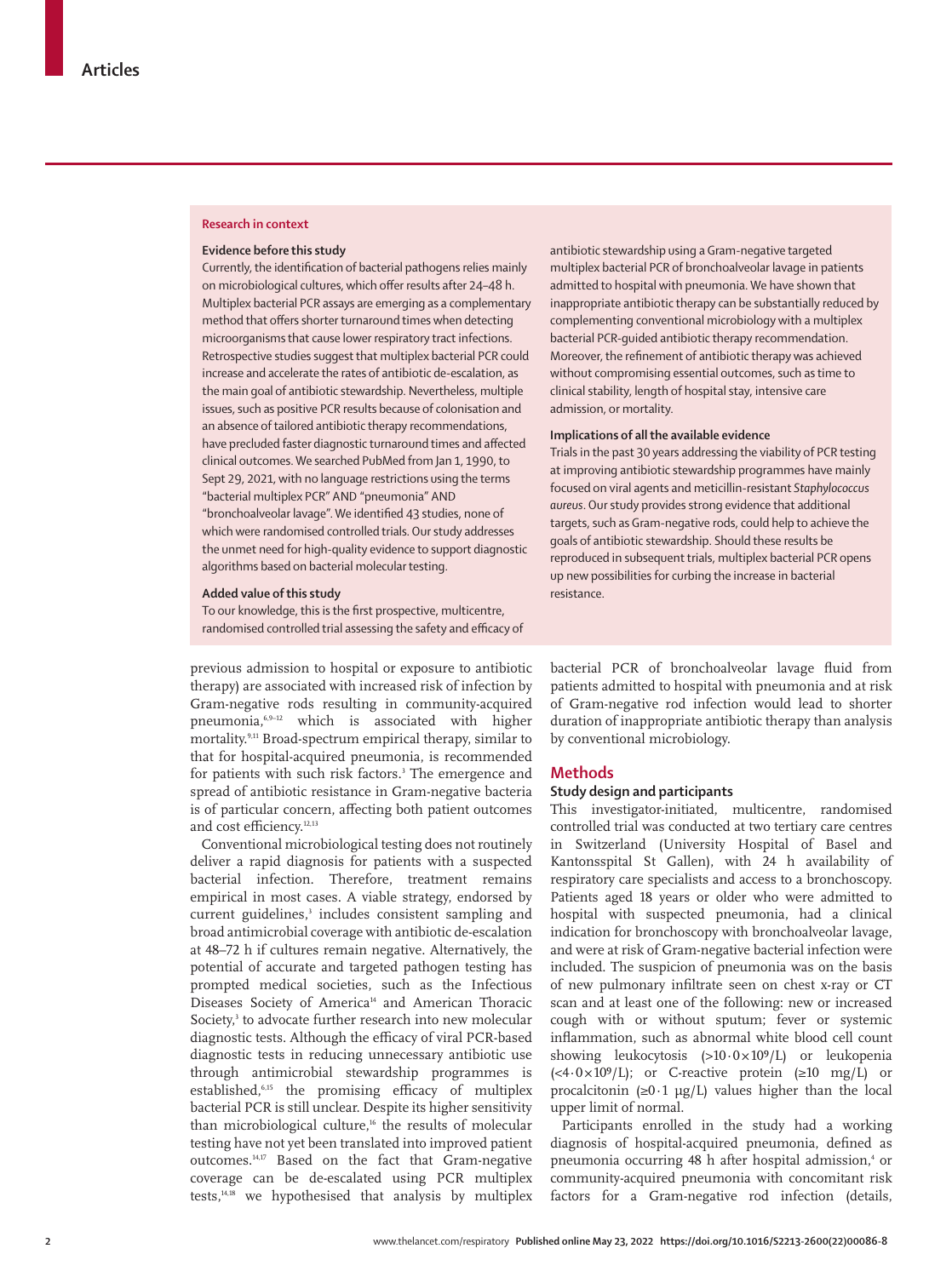## Research in context

### Evidence before this study

Currently, the identification of bacterial pathogens relies mainly on microbiological cultures, which offer results after 24–48 h. Multiplex bacterial PCR assays are emerging as a complementary method that offers shorter turnaround times when detecting microorganisms that cause lower respiratory tract infections. Retrospective studies suggest that multiplex bacterial PCR could increase and accelerate the rates of antibiotic de-escalation, as the main goal of antibiotic stewardship. Nevertheless, multiple issues, such as positive PCR results because of colonisation and an absence of tailored antibiotic therapy recommendations, have precluded faster diagnostic turnaround times and affected clinical outcomes. We searched PubMed from Jan 1, 1990, to Sept 29, 2021, with no language restrictions using the terms "bacterial multiplex PCR" AND "pneumonia" AND "bronchoalveolar lavage". We identified 43 studies, none of which were randomised controlled trials. Our study addresses the unmet need for high-quality evidence to support diagnostic algorithms based on bacterial molecular testing.

### Added value of this study

To our knowledge, this is the first prospective, multicentre, randomised controlled trial assessing the safety and efficacy of antibiotic stewardship using a Gram-negative targeted multiplex bacterial PCR of bronchoalveolar lavage in patients admitted to hospital with pneumonia. We have shown that inappropriate antibiotic therapy can be substantially reduced by complementing conventional microbiology with a multiplex bacterial PCR-guided antibiotic therapy recommendation. Moreover, the refinement of antibiotic therapy was achieved without compromising essential outcomes, such as time to clinical stability, length of hospital stay, intensive care admission, or mortality.

### Implications of all the available evidence

Trials in the past 30 years addressing the viability of PCR testing at improving antibiotic stewardship programmes have mainly focused on viral agents and meticillin-resistant *Staphylococcus aureus*. Our study provides strong evidence that additional targets, such as Gram-negative rods, could help to achieve the goals of antibiotic stewardship. Should these results be reproduced in subsequent trials, multiplex bacterial PCR opens up new possibilities for curbing the increase in bacterial resistance.

previous admission to hospital or exposure to antibiotic therapy) are associated with increased risk of infection by Gram-negative rods resulting in community-acquired pneumonia,[6,9–12] which is associated with higher mortality.[9,11] Broad-spectrum empirical therapy, similar to that for hospital-acquired pneumonia, is recommended for patients with such risk factors.[3] The emergence and spread of antibiotic resistance in Gram-negative bacteria is of particular concern, affecting both patient outcomes and cost efficiency.[12,13]

Conventional microbiological testing does not routinely deliver a rapid diagnosis for patients with a suspected bacterial infection. Therefore, treatment remains empirical in most cases. A viable strategy, endorsed by current guidelines,[3] includes consistent sampling and broad antimicrobial coverage with antibiotic de-escalation at 48–72 h if cultures remain negative. Alternatively, the potential of accurate and targeted pathogen testing has prompted medical societies, such as the Infectious Diseases Society of America[14] and American Thoracic Society,[3] to advocate further research into new molecular diagnostic tests. Although the efficacy of viral PCR-based diagnostic tests in reducing unnecessary antibiotic use through antimicrobial stewardship programmes is established,[6,15] the promising efficacy of multiplex bacterial PCR is still unclear. Despite its higher sensitivity than microbiological culture,[16] the results of molecular testing have not yet been translated into improved patient outcomes.[14,17] Based on the fact that Gram-negative coverage can be de-escalated using PCR multiplex tests,[14,18] we hypothesised that analysis by multiplex bacterial PCR of bronchoalveolar lavage fluid from patients admitted to hospital with pneumonia and at risk of Gram-negative rod infection would lead to shorter duration of inappropriate antibiotic therapy than analysis by conventional microbiology.

## Methods

### Study design and participants

This investigator-initiated, multicentre, randomised controlled trial was conducted at two tertiary care centres in Switzerland (University Hospital of Basel and Kantonsspital St Gallen), with 24 h availability of respiratory care specialists and access to a bronchoscopy. Patients aged 18 years or older who were admitted to hospital with suspected pneumonia, had a clinical indication for bronchoscopy with bronchoalveolar lavage, and were at risk of Gram-negative bacterial infection were included. The suspicion of pneumonia was on the basis of new pulmonary infiltrate seen on chest x-ray or CT scan and at least one of the following: new or increased cough with or without sputum; fever or systemic inflammation, such as abnormal white blood cell count showing leukocytosis ($>10 \cdot 0\times10^9$/L) or leukopenia ($<4 \cdot 0\times10^9$/L); or C-reactive protein ($\geq$10 mg/L) or procalcitonin ($\geq$0·1 μg/L) values higher than the local upper limit of normal.

Participants enrolled in the study had a working diagnosis of hospital-acquired pneumonia, defined as pneumonia occurring 48 h after hospital admission,[4] or community-acquired pneumonia with concomitant risk factors for a Gram-negative rod infection (details,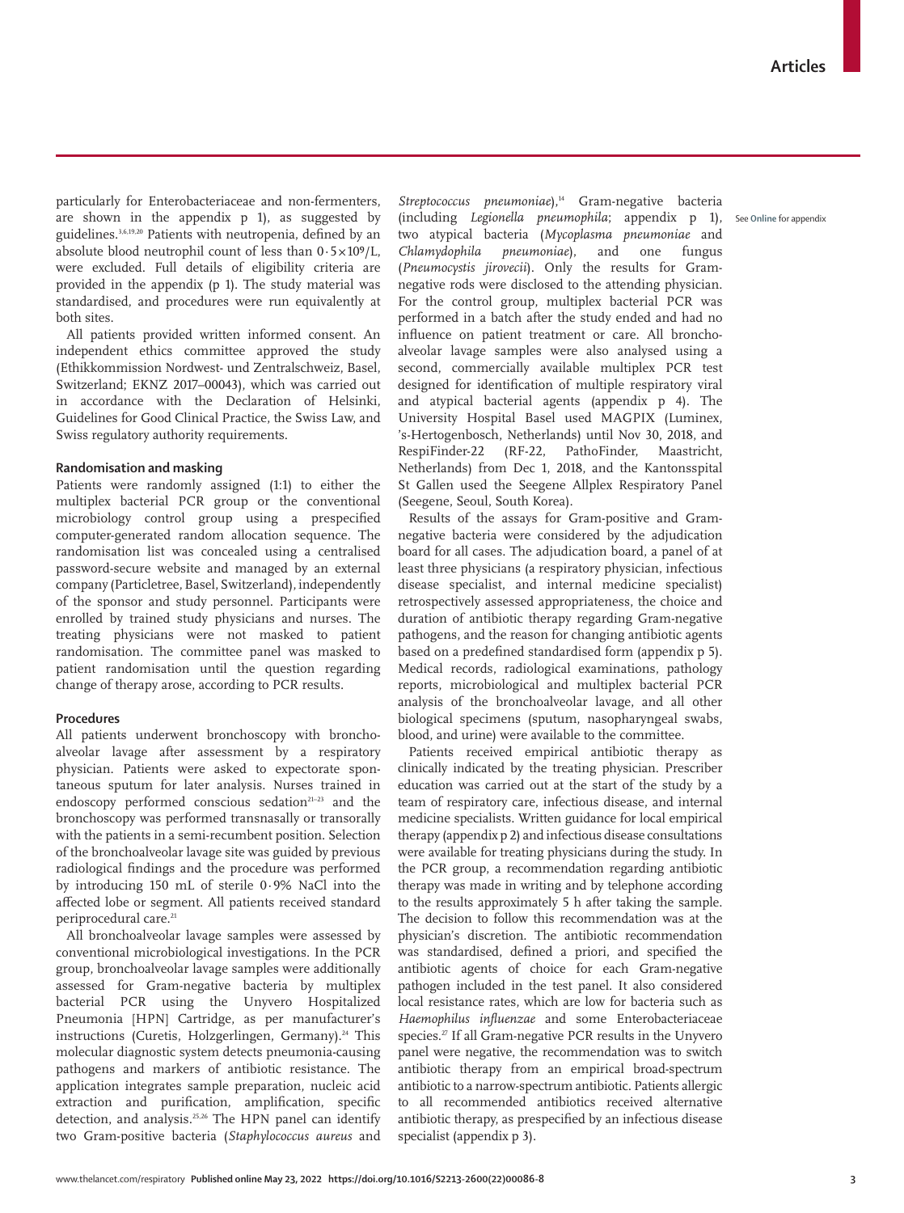particularly for Enterobacteriaceae and non-fermenters, are shown in the appendix p 1), as suggested by guidelines.[3,6,19,20] Patients with neutropenia, defined by an absolute blood neutrophil count of less than $0·5×10^9$/L, were excluded. Full details of eligibility criteria are provided in the appendix (p 1). The study material was standardised, and procedures were run equivalently at both sites.

All patients provided written informed consent. An independent ethics committee approved the study (Ethikkommission Nordwest- und Zentralschweiz, Basel, Switzerland; EKNZ 2017–00043), which was carried out in accordance with the Declaration of Helsinki, Guidelines for Good Clinical Practice, the Swiss Law, and Swiss regulatory authority requirements.

### Randomisation and masking

Patients were randomly assigned (1:1) to either the multiplex bacterial PCR group or the conventional microbiology control group using a prespecified computer-generated random allocation sequence. The randomisation list was concealed using a centralised password-secure website and managed by an external company (Particletree, Basel, Switzerland), independently of the sponsor and study personnel. Participants were enrolled by trained study physicians and nurses. The treating physicians were not masked to patient randomisation. The committee panel was masked to patient randomisation until the question regarding change of therapy arose, according to PCR results.

### Procedures

All patients underwent bronchoscopy with bronchoalveolar lavage after assessment by a respiratory physician. Patients were asked to expectorate spontaneous sputum for later analysis. Nurses trained in endoscopy performed conscious sedation[21–23] and the bronchoscopy was performed transnasally or transorally with the patients in a semi-recumbent position. Selection of the bronchoalveolar lavage site was guided by previous radiological findings and the procedure was performed by introducing 150 mL of sterile 0·9% NaCl into the affected lobe or segment. All patients received standard periprocedural care.[21]

All bronchoalveolar lavage samples were assessed by conventional microbiological investigations. In the PCR group, bronchoalveolar lavage samples were additionally assessed for Gram-negative bacteria by multiplex bacterial PCR using the Unyvero Hospitalized Pneumonia [HPN] Cartridge, as per manufacturer's instructions (Curetis, Holzgerlingen, Germany).[24] This molecular diagnostic system detects pneumonia-causing pathogens and markers of antibiotic resistance. The application integrates sample preparation, nucleic acid extraction and purification, amplification, specific detection, and analysis.[25,26] The HPN panel can identify two Gram-positive bacteria (*Staphylococcus aureus* and *Streptococcus pneumoniae*),[14] Gram-negative bacteria (including *Legionella pneumophila*; appendix p 1), two atypical bacteria (*Mycoplasma pneumoniae* and *Chlamydophila pneumoniae*), and one fungus (*Pneumocystis jirovecii*). Only the results for Gram-negative rods were disclosed to the attending physician. For the control group, multiplex bacterial PCR was performed in a batch after the study ended and had no influence on patient treatment or care. All bronchoalveolar lavage samples were also analysed using a second, commercially available multiplex PCR test designed for identification of multiple respiratory viral and atypical bacterial agents (appendix p 4). The University Hospital Basel used MAGPIX (Luminex, 's-Hertogenbosch, Netherlands) until Nov 30, 2018, and RespiFinder-22 (RF-22, PathoFinder, Maastricht, Netherlands) from Dec 1, 2018, and the Kantonsspital St Gallen used the Seegene Allplex Respiratory Panel (Seegene, Seoul, South Korea).

See Online for appendix

Results of the assays for Gram-positive and Gram-negative bacteria were considered by the adjudication board for all cases. The adjudication board, a panel of at least three physicians (a respiratory physician, infectious disease specialist, and internal medicine specialist) retrospectively assessed appropriateness, the choice and duration of antibiotic therapy regarding Gram-negative pathogens, and the reason for changing antibiotic agents based on a predefined standardised form (appendix p 5). Medical records, radiological examinations, pathology reports, microbiological and multiplex bacterial PCR analysis of the bronchoalveolar lavage, and all other biological specimens (sputum, nasopharyngeal swabs, blood, and urine) were available to the committee.

Patients received empirical antibiotic therapy as clinically indicated by the treating physician. Prescriber education was carried out at the start of the study by a team of respiratory care, infectious disease, and internal medicine specialists. Written guidance for local empirical therapy (appendix p 2) and infectious disease consultations were available for treating physicians during the study. In the PCR group, a recommendation regarding antibiotic therapy was made in writing and by telephone according to the results approximately 5 h after taking the sample. The decision to follow this recommendation was at the physician's discretion. The antibiotic recommendation was standardised, defined a priori, and specified the antibiotic agents of choice for each Gram-negative pathogen included in the test panel. It also considered local resistance rates, which are low for bacteria such as *Haemophilus influenzae* and some Enterobacteriaceae species.[27] If all Gram-negative PCR results in the Unyvero panel were negative, the recommendation was to switch antibiotic therapy from an empirical broad-spectrum antibiotic to a narrow-spectrum antibiotic. Patients allergic to all recommended antibiotics received alternative antibiotic therapy, as prespecified by an infectious disease specialist (appendix p 3).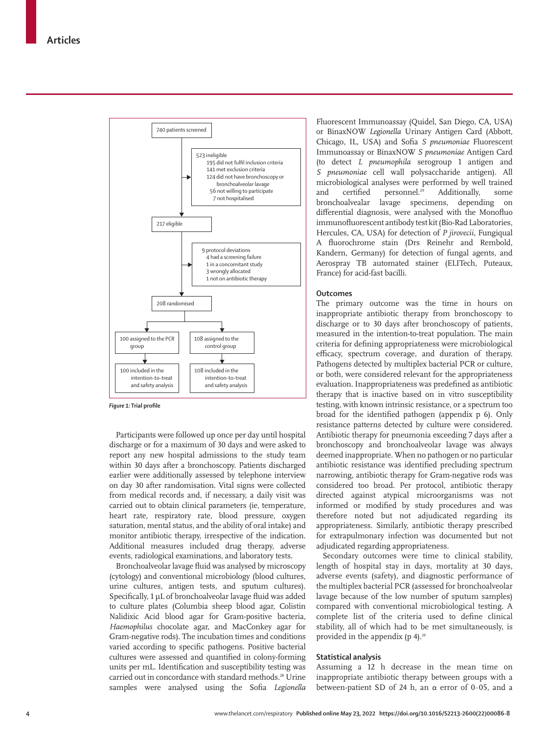740 patients screened

523 ineligible
- 195 did not fulfil inclusion criteria
- 141 met exclusion criteria
- 124 did not have bronchoscopy or bronchoalveolar lavage
- 56 not willing to participate
- 7 not hospitalised

217 eligible

9 protocol deviations
- 4 had a screening failure
- 1 in a concomitant study
- 3 wrongly allocated
- 1 not on antibiotic therapy

208 randomised

100 assigned to the PCR group → 100 included in the intention-to-treat and safety analysis

108 assigned to the control group → 108 included in the intention-to-treat and safety analysis

***Figure 1:* Trial profile**

Participants were followed up once per day until hospital discharge or for a maximum of 30 days and were asked to report any new hospital admissions to the study team within 30 days after a bronchoscopy. Patients discharged earlier were additionally assessed by telephone interview on day 30 after randomisation. Vital signs were collected from medical records and, if necessary, a daily visit was carried out to obtain clinical parameters (ie, temperature, heart rate, respiratory rate, blood pressure, oxygen saturation, mental status, and the ability of oral intake) and monitor antibiotic therapy, irrespective of the indication. Additional measures included drug therapy, adverse events, radiological examinations, and laboratory tests.

Bronchoalveolar lavage fluid was analysed by microscopy (cytology) and conventional microbiology (blood cultures, urine cultures, antigen tests, and sputum cultures). Specifically, 1 μL of bronchoalveolar lavage fluid was added to culture plates (Columbia sheep blood agar, Colistin Nalidixic Acid blood agar for Gram-positive bacteria, *Haemophilus* chocolate agar, and MacConkey agar for Gram-negative rods). The incubation times and conditions varied according to specific pathogens. Positive bacterial cultures were assessed and quantified in colony-forming units per mL. Identification and susceptibility testing was carried out in concordance with standard methods.[28] Urine samples were analysed using the Sofia *Legionella* Fluorescent Immunoassay (Quidel, San Diego, CA, USA) or BinaxNOW *Legionella* Urinary Antigen Card (Abbott, Chicago, IL, USA) and Sofia *S pneumoniae* Fluorescent Immunoassay or BinaxNOW *S pneumoniae* Antigen Card (to detect *L pneumophila* serogroup 1 antigen and *S pneumoniae* cell wall polysaccharide antigen). All microbiological analyses were performed by well trained and certified personnel.[29] Additionally, some bronchoalvealar lavage specimens, depending on differential diagnosis, were analysed with the Monofluo immunofluorescent antibody test kit (Bio-Rad Laboratories, Hercules, CA, USA) for detection of *P jirovecii*, Fungiqual A fluorochrome stain (Drs Reinehr and Rembold, Kandern, Germany) for detection of fungal agents, and Aerospray TB automated stainer (ELITech, Puteaux, France) for acid-fast bacilli.

## Outcomes

The primary outcome was the time in hours on inappropriate antibiotic therapy from bronchoscopy to discharge or to 30 days after bronchoscopy of patients, measured in the intention-to-treat population. The main criteria for defining appropriateness were microbiological efficacy, spectrum coverage, and duration of therapy. Pathogens detected by multiplex bacterial PCR or culture, or both, were considered relevant for the appropriateness evaluation. Inappropriateness was predefined as antibiotic therapy that is inactive based on in vitro susceptibility testing, with known intrinsic resistance, or a spectrum too broad for the identified pathogen (appendix p 6). Only resistance patterns detected by culture were considered. Antibiotic therapy for pneumonia exceeding 7 days after a bronchoscopy and bronchoalveolar lavage was always deemed inappropriate. When no pathogen or no particular antibiotic resistance was identified precluding spectrum narrowing, antibiotic therapy for Gram-negative rods was considered too broad. Per protocol, antibiotic therapy directed against atypical microorganisms was not informed or modified by study procedures and was therefore noted but not adjudicated regarding its appropriateness. Similarly, antibiotic therapy prescribed for extrapulmonary infection was documented but not adjudicated regarding appropriateness.

Secondary outcomes were time to clinical stability, length of hospital stay in days, mortality at 30 days, adverse events (safety), and diagnostic performance of the multiplex bacterial PCR (assessed for bronchoalveolar lavage because of the low number of sputum samples) compared with conventional microbiological testing. A complete list of the criteria used to define clinical stability, all of which had to be met simultaneously, is provided in the appendix (p 4).[19]

## Statistical analysis

Assuming a 12 h decrease in the mean time on inappropriate antibiotic therapy between groups with a between-patient SD of 24 h, an α error of 0·05, and a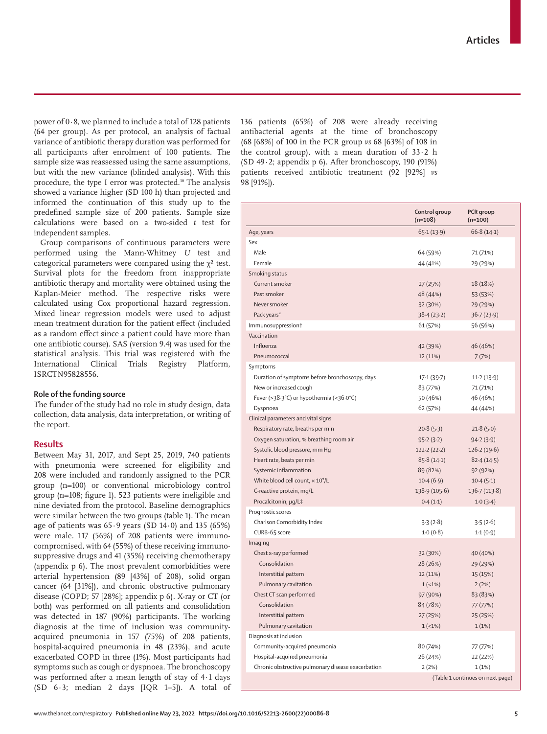power of 0·8, we planned to include a total of 128 patients (64 per group). As per protocol, an analysis of factual variance of antibiotic therapy duration was performed for all participants after enrolment of 100 patients. The sample size was reassessed using the same assumptions, but with the new variance (blinded analysis). With this procedure, the type I error was protected.[30] The analysis showed a variance higher (SD 100 h) than projected and informed the continuation of this study up to the predefined sample size of 200 patients. Sample size calculations were based on a two-sided *t* test for independent samples.

Group comparisons of continuous parameters were performed using the Mann-Whitney *U* test and categorical parameters were compared using the $\chi^2$ test. Survival plots for the freedom from inappropriate antibiotic therapy and mortality were obtained using the Kaplan-Meier method. The respective risks were calculated using Cox proportional hazard regression. Mixed linear regression models were used to adjust mean treatment duration for the patient effect (included as a random effect since a patient could have more than one antibiotic course). SAS (version 9.4) was used for the statistical analysis. This trial was registered with the International Clinical Trials Registry Platform, ISRCTN95828556.

### Role of the funding source

The funder of the study had no role in study design, data collection, data analysis, data interpretation, or writing of the report.

## Results

Between May 31, 2017, and Sept 25, 2019, 740 patients with pneumonia were screened for eligibility and 208 were included and randomly assigned to the PCR group (n=100) or conventional microbiology control group (n=108; figure 1). 523 patients were ineligible and nine deviated from the protocol. Baseline demographics were similar between the two groups (table 1). The mean age of patients was 65·9 years (SD 14·0) and 135 (65%) were male. 117 (56%) of 208 patients were immunocompromised, with 64 (55%) of these receiving immunosuppressive drugs and 41 (35%) receiving chemotherapy (appendix p 6). The most prevalent comorbidities were arterial hypertension (89 [43%] of 208), solid organ cancer (64 [31%]), and chronic obstructive pulmonary disease (COPD; 57 [28%]; appendix p 6). X-ray or CT (or both) was performed on all patients and consolidation was detected in 187 (90%) participants. The working diagnosis at the time of inclusion was community-acquired pneumonia in 157 (75%) of 208 patients, hospital-acquired pneumonia in 48 (23%), and acute exacerbated COPD in three (1%). Most participants had symptoms such as cough or dyspnoea. The bronchoscopy was performed after a mean length of stay of 4·1 days (SD 6·3; median 2 days [IQR 1–5]). A total of 136 patients (65%) of 208 were already receiving antibacterial agents at the time of bronchoscopy (68 [68%] of 100 in the PCR group *vs* 68 [63%] of 108 in the control group), with a mean duration of 33·2 h (SD 49·2; appendix p 6). After bronchoscopy, 190 (91%) patients received antibiotic treatment (92 [92%] *vs* 98 [91%]).

| | Control group (n=108) | PCR group (n=100) |
|---|---|---|
| Age, years | 65·1 (13·9) | 66·8 (14·1) |
| Sex | | |
| Male | 64 (59%) | 71 (71%) |
| Female | 44 (41%) | 29 (29%) |
| Smoking status | | |
| Current smoker | 27 (25%) | 18 (18%) |
| Past smoker | 48 (44%) | 53 (53%) |
| Never smoker | 32 (30%) | 29 (29%) |
| Pack years* | 38·4 (23·2) | 36·7 (23·9) |
| Immunosuppression† | 61 (57%) | 56 (56%) |
| Vaccination | | |
| Influenza | 42 (39%) | 46 (46%) |
| Pneumococcal | 12 (11%) | 7 (7%) |
| Symptoms | | |
| Duration of symptoms before bronchoscopy, days | 17·1 (39·7) | 11·2 (13·9) |
| New or increased cough | 83 (77%) | 71 (71%) |
| Fever (>38·3°C) or hypothermia (<36·0°C) | 50 (46%) | 46 (46%) |
| Dyspnoea | 62 (57%) | 44 (44%) |
| Clinical parameters and vital signs | | |
| Respiratory rate, breaths per min | 20·8 (5·3) | 21·8 (5·0) |
| Oxygen saturation, % breathing room air | 95·2 (3·2) | 94·2 (3·9) |
| Systolic blood pressure, mm Hg | 122·2 (22·2) | 126·2 (19·6) |
| Heart rate, beats per min | 85·8 (14·1) | 82·4 (14·5) |
| Systemic inflammation | 89 (82%) | 92 (92%) |
| White blood cell count, $\times 10^9$/L | 10·4 (6·9) | 10·4 (5·1) |
| C-reactive protein, mg/L | 138·9 (105·6) | 136·7 (113·8) |
| Procalcitonin, μg/L‡ | 0·4 (1·1) | 1·0 (3·4) |
| Prognostic scores | | |
| Charlson Comorbidity Index | 3·3 (2·8) | 3·5 (2·6) |
| CURB-65 score | 1·0 (0·8) | 1·1 (0·9) |
| Imaging | | |
| Chest x-ray performed | 32 (30%) | 40 (40%) |
| Consolidation | 28 (26%) | 29 (29%) |
| Interstitial pattern | 12 (11%) | 15 (15%) |
| Pulmonary cavitation | 1 (<1%) | 2 (2%) |
| Chest CT scan performed | 97 (90%) | 83 (83%) |
| Consolidation | 84 (78%) | 77 (77%) |
| Interstitial pattern | 27 (25%) | 25 (25%) |
| Pulmonary cavitation | 1 (<1%) | 1 (1%) |
| Diagnosis at inclusion | | |
| Community-acquired pneumonia | 80 (74%) | 77 (77%) |
| Hospital-acquired pneumonia | 26 (24%) | 22 (22%) |
| Chronic obstructive pulmonary disease exacerbation | 2 (2%) | 1 (1%) |

(Table 1 continues on next page)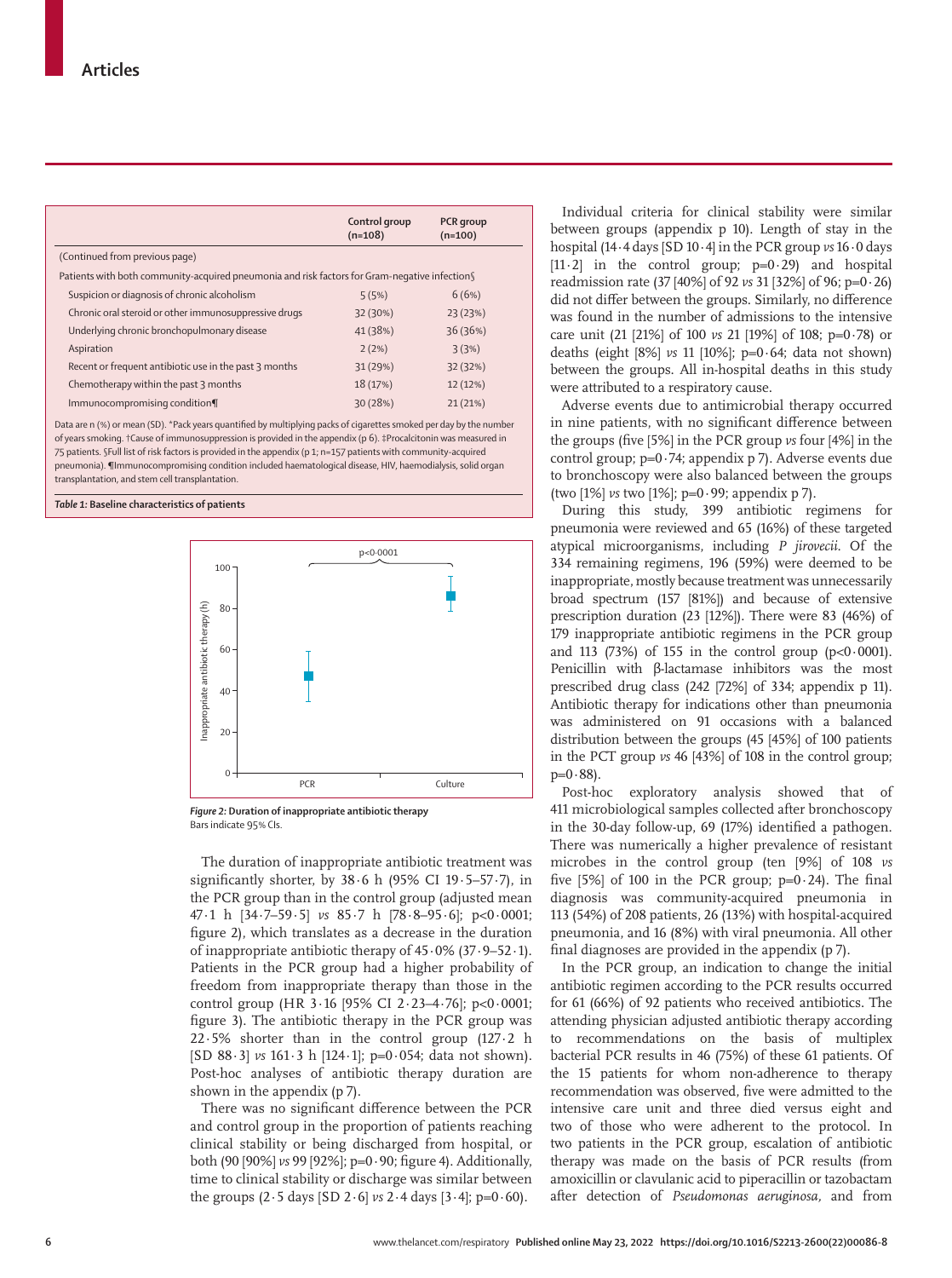| | Control group (n=108) | PCR group (n=100) |
|---|---|---|
| (Continued from previous page) | | |
| Patients with both community-acquired pneumonia and risk factors for Gram-negative infection§ | | |
| Suspicion or diagnosis of chronic alcoholism | 5 (5%) | 6 (6%) |
| Chronic oral steroid or other immunosuppressive drugs | 32 (30%) | 23 (23%) |
| Underlying chronic bronchopulmonary disease | 41 (38%) | 36 (36%) |
| Aspiration | 2 (2%) | 3 (3%) |
| Recent or frequent antibiotic use in the past 3 months | 31 (29%) | 32 (32%) |
| Chemotherapy within the past 3 months | 18 (17%) | 12 (12%) |
| Immunocompromising condition¶ | 30 (28%) | 21 (21%) |

Data are n (%) or mean (SD). *Pack years quantified by multiplying packs of cigarettes smoked per day by the number of years smoking. †Cause of immunosuppression is provided in the appendix (p 6). ‡Procalcitonin was measured in 75 patients. §Full list of risk factors is provided in the appendix (p 1; n=157 patients with community-acquired pneumonia). ¶Immunocompromising condition included haematological disease, HIV, haemodialysis, solid organ transplantation, and stem cell transplantation.

*Table 1:* **Baseline characteristics of patients**

*Figure 2:* **Duration of inappropriate antibiotic therapy**
Bars indicate 95% CIs.

The duration of inappropriate antibiotic treatment was significantly shorter, by 38·6 h (95% CI 19·5–57·7), in the PCR group than in the control group (adjusted mean 47·1 h [34·7–59·5] *vs* 85·7 h [78·8–95·6]; p<0·0001; figure 2), which translates as a decrease in the duration of inappropriate antibiotic therapy of 45·0% (37·9–52·1). Patients in the PCR group had a higher probability of freedom from inappropriate therapy than those in the control group (HR 3·16 [95% CI 2·23–4·76]; p<0·0001; figure 3). The antibiotic therapy in the PCR group was 22·5% shorter than in the control group (127·2 h [SD 88·3] *vs* 161·3 h [124·1]; p=0·054; data not shown). Post-hoc analyses of antibiotic therapy duration are shown in the appendix (p 7).

There was no significant difference between the PCR and control group in the proportion of patients reaching clinical stability or being discharged from hospital, or both (90 [90%] *vs* 99 [92%]; p=0·90; figure 4). Additionally, time to clinical stability or discharge was similar between the groups (2·5 days [SD 2·6] *vs* 2·4 days [3·4]; p=0·60).

Individual criteria for clinical stability were similar between groups (appendix p 10). Length of stay in the hospital (14·4 days [SD 10·4] in the PCR group *vs* 16·0 days [11·2] in the control group; p=0·29) and hospital readmission rate (37 [40%] of 92 *vs* 31 [32%] of 96; p=0·26) did not differ between the groups. Similarly, no difference was found in the number of admissions to the intensive care unit (21 [21%] of 100 *vs* 21 [19%] of 108; p=0·78) or deaths (eight [8%] *vs* 11 [10%]; p=0·64; data not shown) between the groups. All in-hospital deaths in this study were attributed to a respiratory cause.

Adverse events due to antimicrobial therapy occurred in nine patients, with no significant difference between the groups (five [5%] in the PCR group *vs* four [4%] in the control group; p=0·74; appendix p 7). Adverse events due to bronchoscopy were also balanced between the groups (two [1%] *vs* two [1%]; p=0·99; appendix p 7).

During this study, 399 antibiotic regimens for pneumonia were reviewed and 65 (16%) of these targeted atypical microorganisms, including *P jirovecii*. Of the 334 remaining regimens, 196 (59%) were deemed to be inappropriate, mostly because treatment was unnecessarily broad spectrum (157 [81%]) and because of extensive prescription duration (23 [12%]). There were 83 (46%) of 179 inappropriate antibiotic regimens in the PCR group and 113 (73%) of 155 in the control group (p<0·0001). Penicillin with β-lactamase inhibitors was the most prescribed drug class (242 [72%] of 334; appendix p 11). Antibiotic therapy for indications other than pneumonia was administered on 91 occasions with a balanced distribution between the groups (45 [45%] of 100 patients in the PCT group *vs* 46 [43%] of 108 in the control group; p=0·88).

Post-hoc exploratory analysis showed that of 411 microbiological samples collected after bronchoscopy in the 30-day follow-up, 69 (17%) identified a pathogen. There was numerically a higher prevalence of resistant microbes in the control group (ten [9%] of 108 *vs* five [5%] of 100 in the PCR group; p=0·24). The final diagnosis was community-acquired pneumonia in 113 (54%) of 208 patients, 26 (13%) with hospital-acquired pneumonia, and 16 (8%) with viral pneumonia. All other final diagnoses are provided in the appendix (p 7).

In the PCR group, an indication to change the initial antibiotic regimen according to the PCR results occurred for 61 (66%) of 92 patients who received antibiotics. The attending physician adjusted antibiotic therapy according to recommendations on the basis of multiplex bacterial PCR results in 46 (75%) of these 61 patients. Of the 15 patients for whom non-adherence to therapy recommendation was observed, five were admitted to the intensive care unit and three died versus eight and two of those who were adherent to the protocol. In two patients in the PCR group, escalation of antibiotic therapy was made on the basis of PCR results (from amoxicillin or clavulanic acid to piperacillin or tazobactam after detection of *Pseudomonas aeruginosa*, and from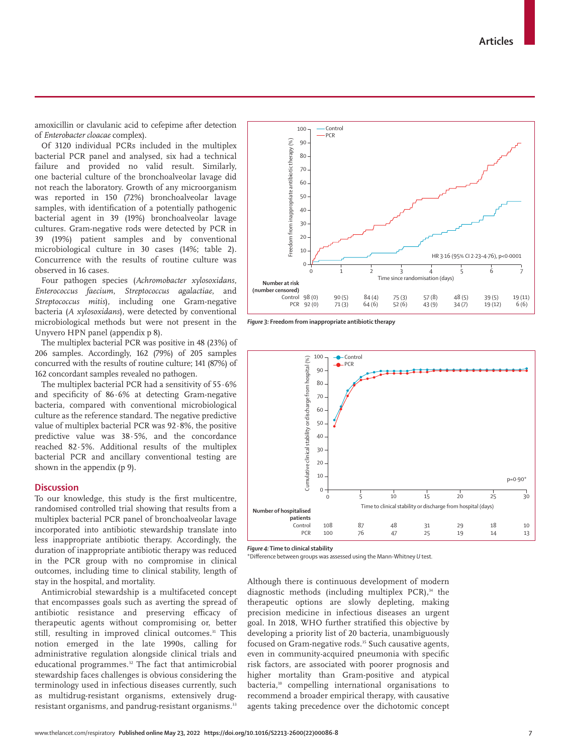amoxicillin or clavulanic acid to cefepime after detection of *Enterobacter cloacae* complex).

Of 3120 individual PCRs included in the multiplex bacterial PCR panel and analysed, six had a technical failure and provided no valid result. Similarly, one bacterial culture of the bronchoalveolar lavage did not reach the laboratory. Growth of any microorganism was reported in 150 (72%) bronchoalveolar lavage samples, with identification of a potentially pathogenic bacterial agent in 39 (19%) bronchoalveolar lavage cultures. Gram-negative rods were detected by PCR in 39 (19%) patient samples and by conventional microbiological culture in 30 cases (14%; table 2). Concurrence with the results of routine culture was observed in 16 cases.

Four pathogen species (*Achromobacter xylosoxidans*, *Enterococcus faecium*, *Streptococcus agalactiae*, and *Streptococcus mitis*), including one Gram-negative bacteria (*A xylosoxidans*), were detected by conventional microbiological methods but were not present in the Unyvero HPN panel (appendix p 8).

The multiplex bacterial PCR was positive in 48 (23%) of 206 samples. Accordingly, 162 (79%) of 205 samples concurred with the results of routine culture; 141 (87%) of 162 concordant samples revealed no pathogen.

The multiplex bacterial PCR had a sensitivity of 55·6% and specificity of 86·6% at detecting Gram-negative bacteria, compared with conventional microbiological culture as the reference standard. The negative predictive value of multiplex bacterial PCR was 92·8%, the positive predictive value was 38·5%, and the concordance reached 82·5%. Additional results of the multiplex bacterial PCR and ancillary conventional testing are shown in the appendix (p 9).

## Discussion

To our knowledge, this study is the first multicentre, randomised controlled trial showing that results from a multiplex bacterial PCR panel of bronchoalveolar lavage incorporated into antibiotic stewardship translate into less inappropriate antibiotic therapy. Accordingly, the duration of inappropriate antibiotic therapy was reduced in the PCR group with no compromise in clinical outcomes, including time to clinical stability, length of stay in the hospital, and mortality.

Antimicrobial stewardship is a multifaceted concept that encompasses goals such as averting the spread of antibiotic resistance and preserving efficacy of therapeutic agents without compromising or, better still, resulting in improved clinical outcomes.[31] This notion emerged in the late 1990s, calling for administrative regulation alongside clinical trials and educational programmes.[32] The fact that antimicrobial stewardship faces challenges is obvious considering the terminology used in infectious diseases currently, such as multidrug-resistant organisms, extensively drug-resistant organisms, and pandrug-resistant organisms.[33]

| Number at risk (number censored) | 0 | 1 | 2 | 3 | 4 | 5 | 6 | 7 |
|---|---|---|---|---|---|---|---|---|
| Control | 98 (0) | 90 (5) | 84 (4) | 75 (3) | 57 (8) | 48 (5) | 39 (5) | 19 (11) |
| PCR | 92 (0) | 71 (3) | 64 (6) | 52 (6) | 43 (9) | 34 (7) | 19 (12) | 6 (6) |

HR 3·16 (95% CI 2·23–4·76), p<0·0001

**Figure 3:** Freedom from inappropriate antibiotic therapy

| Number of hospitalised patients | 0 | 5 | 10 | 15 | 20 | 25 | 30 |
|---|---|---|---|---|---|---|---|
| Control | 108 | 87 | 48 | 31 | 29 | 18 | 10 |
| PCR | 100 | 76 | 47 | 25 | 19 | 14 | 13 |

p=0·90*

**Figure 4:** Time to clinical stability

*Difference between groups was assessed using the Mann-Whitney *U* test.

Although there is continuous development of modern diagnostic methods (including multiplex PCR),[34] the therapeutic options are slowly depleting, making precision medicine in infectious diseases an urgent goal. In 2018, WHO further stratified this objective by developing a priority list of 20 bacteria, unambiguously focused on Gram-negative rods.[35] Such causative agents, even in community-acquired pneumonia with specific risk factors, are associated with poorer prognosis and higher mortality than Gram-positive and atypical bacteria,[10] compelling international organisations to recommend a broader empirical therapy, with causative agents taking precedence over the dichotomic concept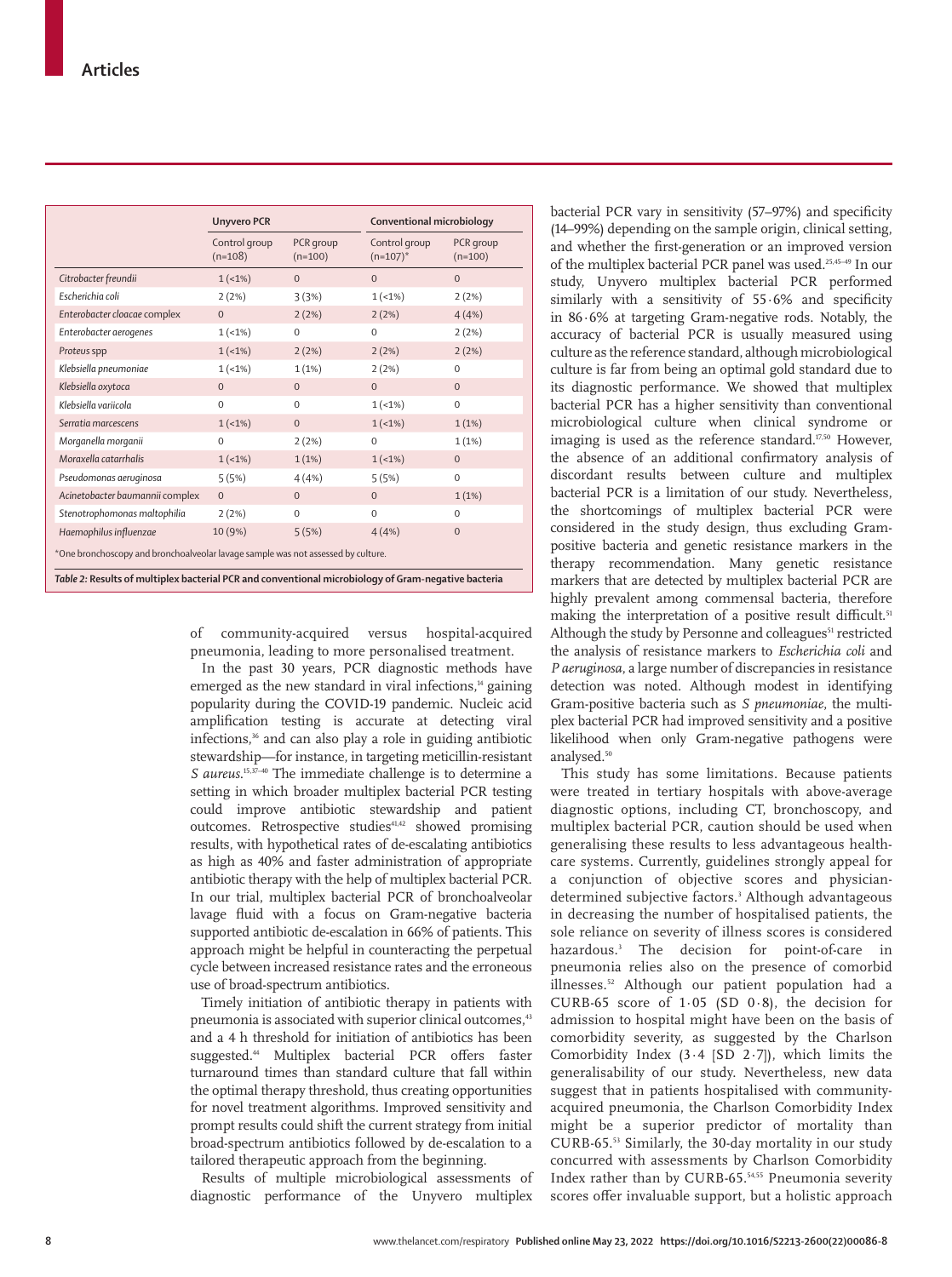| | Unyvero PCR | | Conventional microbiology | |
|---|---|---|---|---|
| | Control group (n=108) | PCR group (n=100) | Control group (n=107)* | PCR group (n=100) |
| *Citrobacter freundii* | 1 (<1%) | 0 | 0 | 0 |
| *Escherichia coli* | 2 (2%) | 3 (3%) | 1 (<1%) | 2 (2%) |
| *Enterobacter cloacae complex* | 0 | 2 (2%) | 2 (2%) | 4 (4%) |
| *Enterobacter aerogenes* | 1 (<1%) | 0 | 0 | 2 (2%) |
| *Proteus* spp | 1 (<1%) | 2 (2%) | 2 (2%) | 2 (2%) |
| *Klebsiella pneumoniae* | 1 (<1%) | 1 (1%) | 2 (2%) | 0 |
| *Klebsiella oxytoca* | 0 | 0 | 0 | 0 |
| *Klebsiella variicola* | 0 | 0 | 1 (<1%) | 0 |
| *Serratia marcescens* | 1 (<1%) | 0 | 1 (<1%) | 1 (1%) |
| *Morganella morganii* | 0 | 2 (2%) | 0 | 1 (1%) |
| *Moraxella catarrhalis* | 1 (<1%) | 1 (1%) | 1 (<1%) | 0 |
| *Pseudomonas aeruginosa* | 5 (5%) | 4 (4%) | 5 (5%) | 0 |
| *Acinetobacter baumannii complex* | 0 | 0 | 0 | 1 (1%) |
| *Stenotrophomonas maltophilia* | 2 (2%) | 0 | 0 | 0 |
| *Haemophilus influenzae* | 10 (9%) | 5 (5%) | 4 (4%) | 0 |

*One bronchoscopy and bronchoalveolar lavage sample was not assessed by culture.

*Table 2:* **Results of multiplex bacterial PCR and conventional microbiology of Gram-negative bacteria**

of community-acquired versus hospital-acquired pneumonia, leading to more personalised treatment.

In the past 30 years, PCR diagnostic methods have emerged as the new standard in viral infections,[14] gaining popularity during the COVID-19 pandemic. Nucleic acid amplification testing is accurate at detecting viral infections,[36] and can also play a role in guiding antibiotic stewardship—for instance, in targeting meticillin-resistant *S aureus*.[15,37–40] The immediate challenge is to determine a setting in which broader multiplex bacterial PCR testing could improve antibiotic stewardship and patient outcomes. Retrospective studies[41,42] showed promising results, with hypothetical rates of de-escalating antibiotics as high as 40% and faster administration of appropriate antibiotic therapy with the help of multiplex bacterial PCR. In our trial, multiplex bacterial PCR of bronchoalveolar lavage fluid with a focus on Gram-negative bacteria supported antibiotic de-escalation in 66% of patients. This approach might be helpful in counteracting the perpetual cycle between increased resistance rates and the erroneous use of broad-spectrum antibiotics.

Timely initiation of antibiotic therapy in patients with pneumonia is associated with superior clinical outcomes,[43] and a 4 h threshold for initiation of antibiotics has been suggested.[44] Multiplex bacterial PCR offers faster turnaround times than standard culture that fall within the optimal therapy threshold, thus creating opportunities for novel treatment algorithms. Improved sensitivity and prompt results could shift the current strategy from initial broad-spectrum antibiotics followed by de-escalation to a tailored therapeutic approach from the beginning.

Results of multiple microbiological assessments of diagnostic performance of the Unyvero multiplex bacterial PCR vary in sensitivity (57–97%) and specificity (14–99%) depending on the sample origin, clinical setting, and whether the first-generation or an improved version of the multiplex bacterial PCR panel was used.[25,45–49] In our study, Unyvero multiplex bacterial PCR performed similarly with a sensitivity of 55·6% and specificity in 86·6% at targeting Gram-negative rods. Notably, the accuracy of bacterial PCR is usually measured using culture as the reference standard, although microbiological culture is far from being an optimal gold standard due to its diagnostic performance. We showed that multiplex bacterial PCR has a higher sensitivity than conventional microbiological culture when clinical syndrome or imaging is used as the reference standard.[17,50] However, the absence of an additional confirmatory analysis of discordant results between culture and multiplex bacterial PCR is a limitation of our study. Nevertheless, the shortcomings of multiplex bacterial PCR were considered in the study design, thus excluding Gram-positive bacteria and genetic resistance markers in the therapy recommendation. Many genetic resistance markers that are detected by multiplex bacterial PCR are highly prevalent among commensal bacteria, therefore making the interpretation of a positive result difficult.[51] Although the study by Personne and colleagues[51] restricted the analysis of resistance markers to *Escherichia coli* and *P aeruginosa*, a large number of discrepancies in resistance detection was noted. Although modest in identifying Gram-positive bacteria such as *S pneumoniae*, the multiplex bacterial PCR had improved sensitivity and a positive likelihood when only Gram-negative pathogens were analysed.[50]

This study has some limitations. Because patients were treated in tertiary hospitals with above-average diagnostic options, including CT, bronchoscopy, and multiplex bacterial PCR, caution should be used when generalising these results to less advantageous health-care systems. Currently, guidelines strongly appeal for a conjunction of objective scores and physician-determined subjective factors.[3] Although advantageous in decreasing the number of hospitalised patients, the sole reliance on severity of illness scores is considered hazardous.[3] The decision for point-of-care in pneumonia relies also on the presence of comorbid illnesses.[52] Although our patient population had a CURB-65 score of 1·05 (SD 0·8), the decision for admission to hospital might have been on the basis of comorbidity severity, as suggested by the Charlson Comorbidity Index (3·4 [SD 2·7]), which limits the generalisability of our study. Nevertheless, new data suggest that in patients hospitalised with community-acquired pneumonia, the Charlson Comorbidity Index might be a superior predictor of mortality than CURB-65.[53] Similarly, the 30-day mortality in our study concurred with assessments by Charlson Comorbidity Index rather than by CURB-65.[54,55] Pneumonia severity scores offer invaluable support, but a holistic approach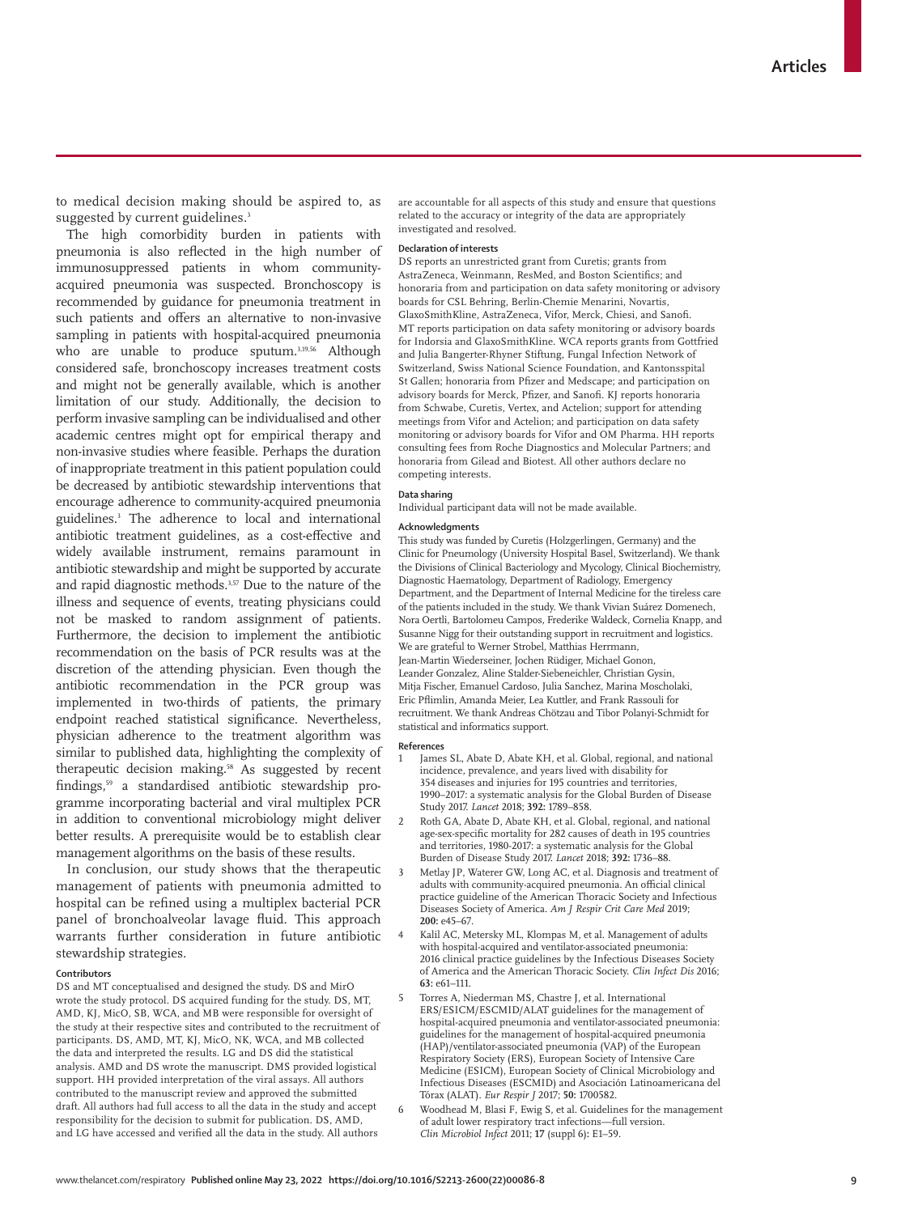to medical decision making should be aspired to, as suggested by current guidelines.[3]

The high comorbidity burden in patients with pneumonia is also reflected in the high number of immunosuppressed patients in whom community-acquired pneumonia was suspected. Bronchoscopy is recommended by guidance for pneumonia treatment in such patients and offers an alternative to non-invasive sampling in patients with hospital-acquired pneumonia who are unable to produce sputum.[3,19,56] Although considered safe, bronchoscopy increases treatment costs and might not be generally available, which is another limitation of our study. Additionally, the decision to perform invasive sampling can be individualised and other academic centres might opt for empirical therapy and non-invasive studies where feasible. Perhaps the duration of inappropriate treatment in this patient population could be decreased by antibiotic stewardship interventions that encourage adherence to community-acquired pneumonia guidelines.[3] The adherence to local and international antibiotic treatment guidelines, as a cost-effective and widely available instrument, remains paramount in antibiotic stewardship and might be supported by accurate and rapid diagnostic methods.[3,57] Due to the nature of the illness and sequence of events, treating physicians could not be masked to random assignment of patients. Furthermore, the decision to implement the antibiotic recommendation on the basis of PCR results was at the discretion of the attending physician. Even though the antibiotic recommendation in the PCR group was implemented in two-thirds of patients, the primary endpoint reached statistical significance. Nevertheless, physician adherence to the treatment algorithm was similar to published data, highlighting the complexity of therapeutic decision making.[58] As suggested by recent findings,[59] a standardised antibiotic stewardship programme incorporating bacterial and viral multiplex PCR in addition to conventional microbiology might deliver better results. A prerequisite would be to establish clear management algorithms on the basis of these results.

In conclusion, our study shows that the therapeutic management of patients with pneumonia admitted to hospital can be refined using a multiplex bacterial PCR panel of bronchoalveolar lavage fluid. This approach warrants further consideration in future antibiotic stewardship strategies.

#### Contributors

DS and MT conceptualised and designed the study. DS and MirO wrote the study protocol. DS acquired funding for the study. DS, MT, AMD, KJ, MicO, SB, WCA, and MB were responsible for oversight of the study at their respective sites and contributed to the recruitment of participants. DS, AMD, MT, KJ, MicO, NK, WCA, and MB collected the data and interpreted the results. LG and DS did the statistical analysis. AMD and DS wrote the manuscript. DMS provided logistical support. HH provided interpretation of the viral assays. All authors contributed to the manuscript review and approved the submitted draft. All authors had full access to all the data in the study and accept responsibility for the decision to submit for publication. DS, AMD, and LG have accessed and verified all the data in the study. All authors are accountable for all aspects of this study and ensure that questions related to the accuracy or integrity of the data are appropriately investigated and resolved.

#### Declaration of interests

DS reports an unrestricted grant from Curetis; grants from AstraZeneca, Weinmann, ResMed, and Boston Scientifics; and honoraria from and participation on data safety monitoring or advisory boards for CSL Behring, Berlin-Chemie Menarini, Novartis, GlaxoSmithKline, AstraZeneca, Vifor, Merck, Chiesi, and Sanofi. MT reports participation on data safety monitoring or advisory boards for Indorsia and GlaxoSmithKline. WCA reports grants from Gottfried and Julia Bangerter-Rhyner Stiftung, Fungal Infection Network of Switzerland, Swiss National Science Foundation, and Kantonsspital St Gallen; honoraria from Pfizer and Medscape; and participation on advisory boards for Merck, Pfizer, and Sanofi. KJ reports honoraria from Schwabe, Curetis, Vertex, and Actelion; support for attending meetings from Vifor and Actelion; and participation on data safety monitoring or advisory boards for Vifor and OM Pharma. HH reports consulting fees from Roche Diagnostics and Molecular Partners; and honoraria from Gilead and Biotest. All other authors declare no competing interests.

#### Data sharing

Individual participant data will not be made available.

#### Acknowledgments

This study was funded by Curetis (Holzgerlingen, Germany) and the Clinic for Pneumology (University Hospital Basel, Switzerland). We thank the Divisions of Clinical Bacteriology and Mycology, Clinical Biochemistry, Diagnostic Haematology, Department of Radiology, Emergency Department, and the Department of Internal Medicine for the tireless care of the patients included in the study. We thank Vivian Suárez Domenech, Nora Oertli, Bartolomeu Campos, Frederike Waldeck, Cornelia Knapp, and Susanne Nigg for their outstanding support in recruitment and logistics. We are grateful to Werner Strobel, Matthias Herrmann, Jean-Martin Wiederseiner, Jochen Rüdiger, Michael Gonon, Leander Gonzalez, Aline Stalder-Siebeneichler, Christian Gysin, Mitja Fischer, Emanuel Cardoso, Julia Sanchez, Marina Moscholaki, Eric Pflimlin, Amanda Meier, Lea Kuttler, and Frank Rassouli for recruitment. We thank Andreas Chötzau and Tibor Polanyi-Schmidt for statistical and informatics support.

#### References

1. James SL, Abate D, Abate KH, et al. Global, regional, and national incidence, prevalence, and years lived with disability for 354 diseases and injuries for 195 countries and territories, 1990–2017: a systematic analysis for the Global Burden of Disease Study 2017. *Lancet* 2018; **392:** 1789–858.
2. Roth GA, Abate D, Abate KH, et al. Global, regional, and national age-sex-specific mortality for 282 causes of death in 195 countries and territories, 1980-2017: a systematic analysis for the Global Burden of Disease Study 2017. *Lancet* 2018; **392:** 1736–88.
3. Metlay JP, Waterer GW, Long AC, et al. Diagnosis and treatment of adults with community-acquired pneumonia. An official clinical practice guideline of the American Thoracic Society and Infectious Diseases Society of America. *Am J Respir Crit Care Med* 2019; **200:** e45–67.
4. Kalil AC, Metersky ML, Klompas M, et al. Management of adults with hospital-acquired and ventilator-associated pneumonia: 2016 clinical practice guidelines by the Infectious Diseases Society of America and the American Thoracic Society. *Clin Infect Dis* 2016; **63:** e61–111.
5. Torres A, Niederman MS, Chastre J, et al. International ERS/ESICM/ESCMID/ALAT guidelines for the management of hospital-acquired pneumonia and ventilator-associated pneumonia: guidelines for the management of hospital-acquired pneumonia (HAP)/ventilator-associated pneumonia (VAP) of the European Respiratory Society (ERS), European Society of Intensive Care Medicine (ESICM), European Society of Clinical Microbiology and Infectious Diseases (ESCMID) and Asociación Latinoamericana del Tórax (ALAT). *Eur Respir J* 2017; **50:** 1700582.
6. Woodhead M, Blasi F, Ewig S, et al. Guidelines for the management of adult lower respiratory tract infections—full version. *Clin Microbiol Infect* 2011; **17** (suppl 6)**:** E1–59.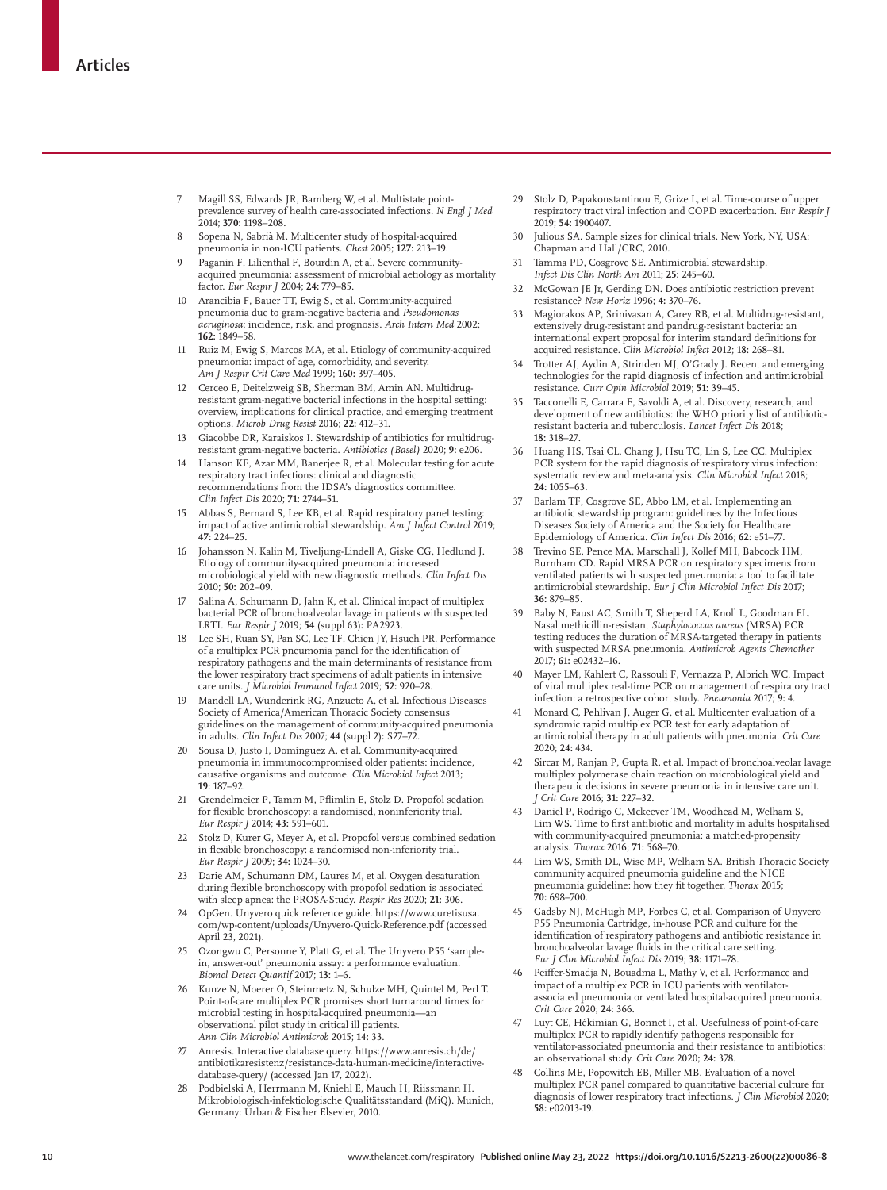7. Magill SS, Edwards JR, Bamberg W, et al. Multistate point-prevalence survey of health care-associated infections. *N Engl J Med* 2014; **370:** 1198–208.
8. Sopena N, Sabrià M. Multicenter study of hospital-acquired pneumonia in non-ICU patients. *Chest* 2005; **127:** 213–19.
9. Paganin F, Lilienthal F, Bourdin A, et al. Severe community-acquired pneumonia: assessment of microbial aetiology as mortality factor. *Eur Respir J* 2004; **24:** 779–85.
10. Arancibia F, Bauer TT, Ewig S, et al. Community-acquired pneumonia due to gram-negative bacteria and *Pseudomonas aeruginosa*: incidence, risk, and prognosis. *Arch Intern Med* 2002; **162:** 1849–58.
11. Ruiz M, Ewig S, Marcos MA, et al. Etiology of community-acquired pneumonia: impact of age, comorbidity, and severity. *Am J Respir Crit Care Med* 1999; **160:** 397–405.
12. Cerceo E, Deitelzweig SB, Sherman BM, Amin AN. Multidrug-resistant gram-negative bacterial infections in the hospital setting: overview, implications for clinical practice, and emerging treatment options. *Microb Drug Resist* 2016; **22:** 412–31.
13. Giacobbe DR, Karaiskos I. Stewardship of antibiotics for multidrug-resistant gram-negative bacteria. *Antibiotics (Basel)* 2020; **9:** e206.
14. Hanson KE, Azar MM, Banerjee R, et al. Molecular testing for acute respiratory tract infections: clinical and diagnostic recommendations from the IDSA's diagnostics committee. *Clin Infect Dis* 2020; **71:** 2744–51.
15. Abbas S, Bernard S, Lee KB, et al. Rapid respiratory panel testing: impact of active antimicrobial stewardship. *Am J Infect Control* 2019; **47:** 224–25.
16. Johansson N, Kalin M, Tiveljung-Lindell A, Giske CG, Hedlund J. Etiology of community-acquired pneumonia: increased microbiological yield with new diagnostic methods. *Clin Infect Dis* 2010; **50:** 202–09.
17. Salina A, Schumann D, Jahn K, et al. Clinical impact of multiplex bacterial PCR of bronchoalveolar lavage in patients with suspected LRTI. *Eur Respir J* 2019; **54** (suppl 63)**:** PA2923.
18. Lee SH, Ruan SY, Pan SC, Lee TF, Chien JY, Hsueh PR. Performance of a multiplex PCR pneumonia panel for the identification of respiratory pathogens and the main determinants of resistance from the lower respiratory tract specimens of adult patients in intensive care units. *J Microbiol Immunol Infect* 2019; **52:** 920–28.
19. Mandell LA, Wunderink RG, Anzueto A, et al. Infectious Diseases Society of America/American Thoracic Society consensus guidelines on the management of community-acquired pneumonia in adults. *Clin Infect Dis* 2007; **44** (suppl 2)**:** S27–72.
20. Sousa D, Justo I, Domínguez A, et al. Community-acquired pneumonia in immunocompromised older patients: incidence, causative organisms and outcome. *Clin Microbiol Infect* 2013; **19:** 187–92.
21. Grendelmeier P, Tamm M, Pflimlin E, Stolz D. Propofol sedation for flexible bronchoscopy: a randomised, noninferiority trial. *Eur Respir J* 2014; **43:** 591–601.
22. Stolz D, Kurer G, Meyer A, et al. Propofol versus combined sedation in flexible bronchoscopy: a randomised non-inferiority trial. *Eur Respir J* 2009; **34:** 1024–30.
23. Darie AM, Schumann DM, Laures M, et al. Oxygen desaturation during flexible bronchoscopy with propofol sedation is associated with sleep apnea: the PROSA-Study. *Respir Res* 2020; **21:** 306.
24. OpGen. Unyvero quick reference guide. https://www.curetisusa.com/wp-content/uploads/Unyvero-Quick-Reference.pdf (accessed April 23, 2021).
25. Ozongwu C, Personne Y, Platt G, et al. The Unyvero P55 'sample-in, answer-out' pneumonia assay: a performance evaluation. *Biomol Detect Quantif* 2017; **13:** 1–6.
26. Kunze N, Moerer O, Steinmetz N, Schulze MH, Quintel M, Perl T. Point-of-care multiplex PCR promises short turnaround times for microbial testing in hospital-acquired pneumonia—an observational pilot study in critical ill patients. *Ann Clin Microbiol Antimicrob* 2015; **14:** 33.
27. Anresis. Interactive database query. https://www.anresis.ch/de/antibiotikaresistenz/resistance-data-human-medicine/interactive-database-query/ (accessed Jan 17, 2022).
28. Podbielski A, Herrmann M, Kniehl E, Mauch H, Rüssmann H. Mikrobiologisch-infektiologische Qualitätsstandard (MiQ). Munich, Germany: Urban & Fischer Elsevier, 2010.
29. Stolz D, Papakonstantinou E, Grize L, et al. Time-course of upper respiratory tract viral infection and COPD exacerbation. *Eur Respir J* 2019; **54:** 1900407.
30. Julious SA. Sample sizes for clinical trials. New York, NY, USA: Chapman and Hall/CRC, 2010.
31. Tamma PD, Cosgrove SE. Antimicrobial stewardship. *Infect Dis Clin North Am* 2011; **25:** 245–60.
32. McGowan JE Jr, Gerding DN. Does antibiotic restriction prevent resistance? *New Horiz* 1996; **4:** 370–76.
33. Magiorakos AP, Srinivasan A, Carey RB, et al. Multidrug-resistant, extensively drug-resistant and pandrug-resistant bacteria: an international expert proposal for interim standard definitions for acquired resistance. *Clin Microbiol Infect* 2012; **18:** 268–81.
34. Trotter AJ, Aydin A, Strinden MJ, O'Grady J. Recent and emerging technologies for the rapid diagnosis of infection and antimicrobial resistance. *Curr Opin Microbiol* 2019; **51:** 39–45.
35. Tacconelli E, Carrara E, Savoldi A, et al. Discovery, research, and development of new antibiotics: the WHO priority list of antibiotic-resistant bacteria and tuberculosis. *Lancet Infect Dis* 2018; **18:** 318–27.
36. Huang HS, Tsai CL, Chang J, Hsu TC, Lin S, Lee CC. Multiplex PCR system for the rapid diagnosis of respiratory virus infection: systematic review and meta-analysis. *Clin Microbiol Infect* 2018; **24:** 1055–63.
37. Barlam TF, Cosgrove SE, Abbo LM, et al. Implementing an antibiotic stewardship program: guidelines by the Infectious Diseases Society of America and the Society for Healthcare Epidemiology of America. *Clin Infect Dis* 2016; **62:** e51–77.
38. Trevino SE, Pence MA, Marschall J, Kollef MH, Babcock HM, Burnham CD. Rapid MRSA PCR on respiratory specimens from ventilated patients with suspected pneumonia: a tool to facilitate antimicrobial stewardship. *Eur J Clin Microbiol Infect Dis* 2017; **36:** 879–85.
39. Baby N, Faust AC, Smith T, Sheperd LA, Knoll L, Goodman EL. Nasal methicillin-resistant *Staphylococcus aureus* (MRSA) PCR testing reduces the duration of MRSA-targeted therapy in patients with suspected MRSA pneumonia. *Antimicrob Agents Chemother* 2017; **61:** e02432–16.
40. Mayer LM, Kahlert C, Rassouli F, Vernazza P, Albrich WC. Impact of viral multiplex real-time PCR on management of respiratory tract infection: a retrospective cohort study. *Pneumonia* 2017; **9:** 4.
41. Monard C, Pehlivan J, Auger G, et al. Multicenter evaluation of a syndromic rapid multiplex PCR test for early adaptation of antimicrobial therapy in adult patients with pneumonia. *Crit Care* 2020; **24:** 434.
42. Sircar M, Ranjan P, Gupta R, et al. Impact of bronchoalveolar lavage multiplex polymerase chain reaction on microbiological yield and therapeutic decisions in severe pneumonia in intensive care unit. *J Crit Care* 2016; **31:** 227–32.
43. Daniel P, Rodrigo C, Mckeever TM, Woodhead M, Welham S, Lim WS. Time to first antibiotic and mortality in adults hospitalised with community-acquired pneumonia: a matched-propensity analysis. *Thorax* 2016; **71:** 568–70.
44. Lim WS, Smith DL, Wise MP, Welham SA. British Thoracic Society community acquired pneumonia guideline and the NICE pneumonia guideline: how they fit together. *Thorax* 2015; **70:** 698–700.
45. Gadsby NJ, McHugh MP, Forbes C, et al. Comparison of Unyvero P55 Pneumonia Cartridge, in-house PCR and culture for the identification of respiratory pathogens and antibiotic resistance in bronchoalveolar lavage fluids in the critical care setting. *Eur J Clin Microbiol Infect Dis* 2019; **38:** 1171–78.
46. Peiffer-Smadja N, Bouadma L, Mathy V, et al. Performance and impact of a multiplex PCR in ICU patients with ventilator-associated pneumonia or ventilated hospital-acquired pneumonia. *Crit Care* 2020; **24:** 366.
47. Luyt CE, Hékimian G, Bonnet I, et al. Usefulness of point-of-care multiplex PCR to rapidly identify pathogens responsible for ventilator-associated pneumonia and their resistance to antibiotics: an observational study. *Crit Care* 2020; **24:** 378.
48. Collins ME, Popowitch EB, Miller MB. Evaluation of a novel multiplex PCR panel compared to quantitative bacterial culture for diagnosis of lower respiratory tract infections. *J Clin Microbiol* 2020; **58:** e02013-19.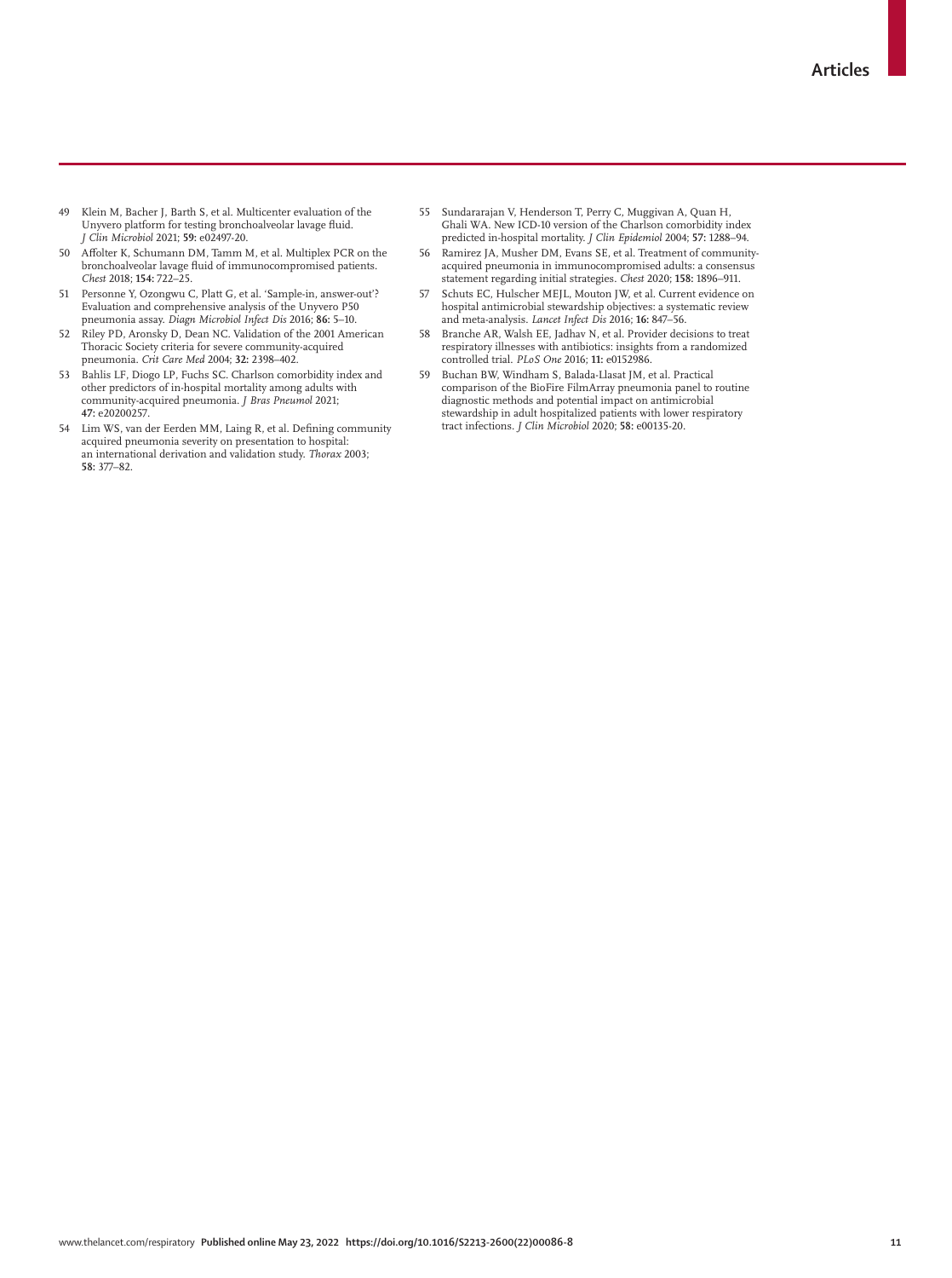49 Klein M, Bacher J, Barth S, et al. Multicenter evaluation of the Unyvero platform for testing bronchoalveolar lavage fluid. *J Clin Microbiol* 2021; **59:** e02497-20.

50 Affolter K, Schumann DM, Tamm M, et al. Multiplex PCR on the bronchoalveolar lavage fluid of immunocompromised patients. *Chest* 2018; **154:** 722–25.

51 Personne Y, Ozongwu C, Platt G, et al. 'Sample-in, answer-out'? Evaluation and comprehensive analysis of the Unyvero P50 pneumonia assay. *Diagn Microbiol Infect Dis* 2016; **86:** 5–10.

52 Riley PD, Aronsky D, Dean NC. Validation of the 2001 American Thoracic Society criteria for severe community-acquired pneumonia. *Crit Care Med* 2004; **32:** 2398–402.

53 Bahlis LF, Diogo LP, Fuchs SC. Charlson comorbidity index and other predictors of in-hospital mortality among adults with community-acquired pneumonia. *J Bras Pneumol* 2021; **47:** e20200257.

54 Lim WS, van der Eerden MM, Laing R, et al. Defining community acquired pneumonia severity on presentation to hospital: an international derivation and validation study. *Thorax* 2003; **58:** 377–82.

55 Sundararajan V, Henderson T, Perry C, Muggivan A, Quan H, Ghali WA. New ICD-10 version of the Charlson comorbidity index predicted in-hospital mortality. *J Clin Epidemiol* 2004; **57:** 1288–94.

56 Ramirez JA, Musher DM, Evans SE, et al. Treatment of community-acquired pneumonia in immunocompromised adults: a consensus statement regarding initial strategies. *Chest* 2020; **158:** 1896–911.

57 Schuts EC, Hulscher MEJL, Mouton JW, et al. Current evidence on hospital antimicrobial stewardship objectives: a systematic review and meta-analysis. *Lancet Infect Dis* 2016; **16:** 847–56.

58 Branche AR, Walsh EE, Jadhav N, et al. Provider decisions to treat respiratory illnesses with antibiotics: insights from a randomized controlled trial. *PLoS One* 2016; **11:** e0152986.

59 Buchan BW, Windham S, Balada-Llasat JM, et al. Practical comparison of the BioFire FilmArray pneumonia panel to routine diagnostic methods and potential impact on antimicrobial stewardship in adult hospitalized patients with lower respiratory tract infections. *J Clin Microbiol* 2020; **58:** e00135-20.